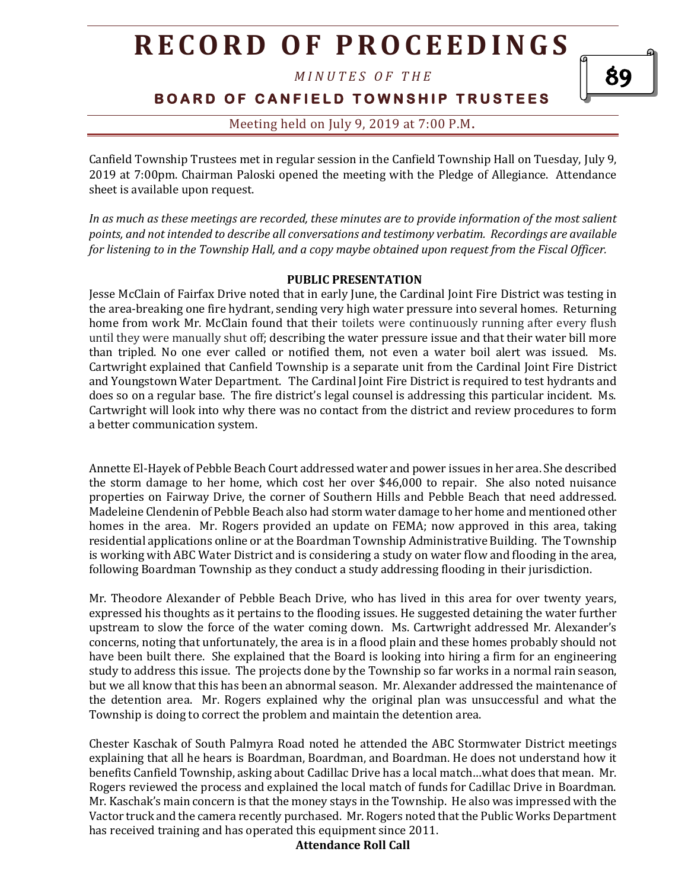# RECORD OF PROCEEDINGS

*MINUTES OF THE*

## BOARD OF CANFIELD TOWNSHIP TRUSTEES

Meeting held on July 9, 2019 at 7:00 P.M.

Canfield Township Trustees met in regular session in the Canfield Township Hall on Tuesday, July 9, 2019 at 7:00pm. Chairman Paloski opened the meeting with the Pledge of Allegiance. Attendance sheet is available upon request.

*In as much as these meetings are recorded, these minutes are to provide information of the most salient points, and not intended to describe all conversations and testimony verbatim. Recordings are available for listening to in the Township Hall, and a copy maybe obtained upon request from the Fiscal Officer.*

**PUBLIC PRESENTATION**

Jesse McClain of Fairfax Drive noted that in early June, the Cardinal Joint Fire District was testing in the area-breaking one fire hydrant, sending very high water pressure into several homes. Returning home from work Mr. McClain found that their toilets were continuously running after every flush until they were manually shut off; describing the water pressure issue and that their water bill more than tripled. No one ever called or notified them, not even a water boil alert was issued. Ms. Cartwright explained that Canfield Township is a separate unit from the Cardinal Joint Fire District and Youngstown Water Department. The Cardinal Joint Fire District is required to test hydrants and does so on a regular base. The fire district's legal counsel is addressing this particular incident. Ms. Cartwright will look into why there was no contact from the district and review procedures to form a better communication system.

Annette El-Hayek of Pebble Beach Court addressed water and power issues in her area. She described the storm damage to her home, which cost her over $46,000 to repair. She also noted nuisance properties on Fairway Drive, the corner of Southern Hills and Pebble Beach that need addressed. Madeleine Clendenin of Pebble Beach also had storm water damage to her home and mentioned other homes in the area. Mr. Rogers provided an update on FEMA; now approved in this area, taking residential applications online or at the Boardman Township Administrative Building. The Township is working with ABC Water District and is considering a study on water flow and flooding in the area, following Boardman Township as they conduct a study addressing flooding in their jurisdiction.

Mr. Theodore Alexander of Pebble Beach Drive, who has lived in this area for over twenty years, expressed his thoughts as it pertains to the flooding issues. He suggested detaining the water further upstream to slow the force of the water coming down. Ms. Cartwright addressed Mr. Alexander's concerns, noting that unfortunately, the area is in a flood plain and these homes probably should not have been built there. She explained that the Board is looking into hiring a firm for an engineering study to address this issue. The projects done by the Township so far works in a normal rain season, but we all know that this has been an abnormal season. Mr. Alexander addressed the maintenance of the detention area. Mr. Rogers explained why the original plan was unsuccessful and what the Township is doing to correct the problem and maintain the detention area.

Chester Kaschak of South Palmyra Road noted he attended the ABC Stormwater District meetings explaining that all he hears is Boardman, Boardman, and Boardman. He does not understand how it benefits Canfield Township, asking about Cadillac Drive has a local match…what does that mean. Mr. Rogers reviewed the process and explained the local match of funds for Cadillac Drive in Boardman. Mr. Kaschak's main concern is that the money stays in the Township. He also was impressed with the Vactor truck and the camera recently purchased. Mr. Rogers noted that the Public Works Department has received training and has operated this equipment since 2011.

**Attendance Roll Call**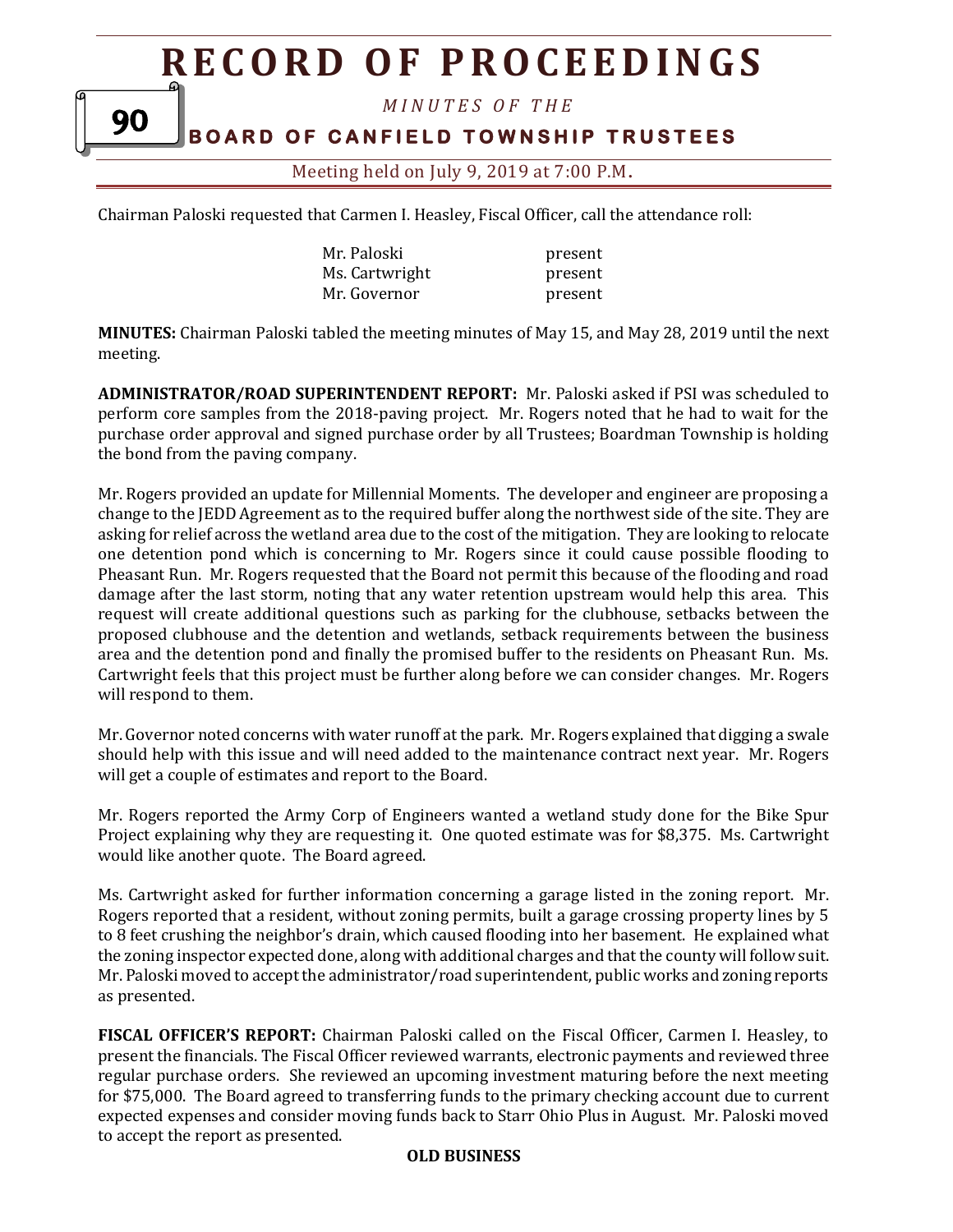Chairman Paloski requested that Carmen I. Heasley, Fiscal Officer, call the attendance roll:

| | |
|---|---|
| Mr. Paloski | present |
| Ms. Cartwright | present |
| Mr. Governor | present |

**MINUTES:** Chairman Paloski tabled the meeting minutes of May 15, and May 28, 2019 until the next meeting.

**ADMINISTRATOR/ROAD SUPERINTENDENT REPORT:** Mr. Paloski asked if PSI was scheduled to perform core samples from the 2018-paving project. Mr. Rogers noted that he had to wait for the purchase order approval and signed purchase order by all Trustees; Boardman Township is holding the bond from the paving company.

Mr. Rogers provided an update for Millennial Moments. The developer and engineer are proposing a change to the JEDD Agreement as to the required buffer along the northwest side of the site. They are asking for relief across the wetland area due to the cost of the mitigation. They are looking to relocate one detention pond which is concerning to Mr. Rogers since it could cause possible flooding to Pheasant Run. Mr. Rogers requested that the Board not permit this because of the flooding and road damage after the last storm, noting that any water retention upstream would help this area. This request will create additional questions such as parking for the clubhouse, setbacks between the proposed clubhouse and the detention and wetlands, setback requirements between the business area and the detention pond and finally the promised buffer to the residents on Pheasant Run. Ms. Cartwright feels that this project must be further along before we can consider changes. Mr. Rogers will respond to them.

Mr. Governor noted concerns with water runoff at the park. Mr. Rogers explained that digging a swale should help with this issue and will need added to the maintenance contract next year. Mr. Rogers will get a couple of estimates and report to the Board.

Mr. Rogers reported the Army Corp of Engineers wanted a wetland study done for the Bike Spur Project explaining why they are requesting it. One quoted estimate was for $8,375. Ms. Cartwright would like another quote. The Board agreed.

Ms. Cartwright asked for further information concerning a garage listed in the zoning report. Mr. Rogers reported that a resident, without zoning permits, built a garage crossing property lines by 5 to 8 feet crushing the neighbor's drain, which caused flooding into her basement. He explained what the zoning inspector expected done, along with additional charges and that the county will follow suit. Mr. Paloski moved to accept the administrator/road superintendent, public works and zoning reports as presented.

**FISCAL OFFICER'S REPORT:** Chairman Paloski called on the Fiscal Officer, Carmen I. Heasley, to present the financials. The Fiscal Officer reviewed warrants, electronic payments and reviewed three regular purchase orders. She reviewed an upcoming investment maturing before the next meeting for $75,000. The Board agreed to transferring funds to the primary checking account due to current expected expenses and consider moving funds back to Starr Ohio Plus in August. Mr. Paloski moved to accept the report as presented.

**OLD BUSINESS**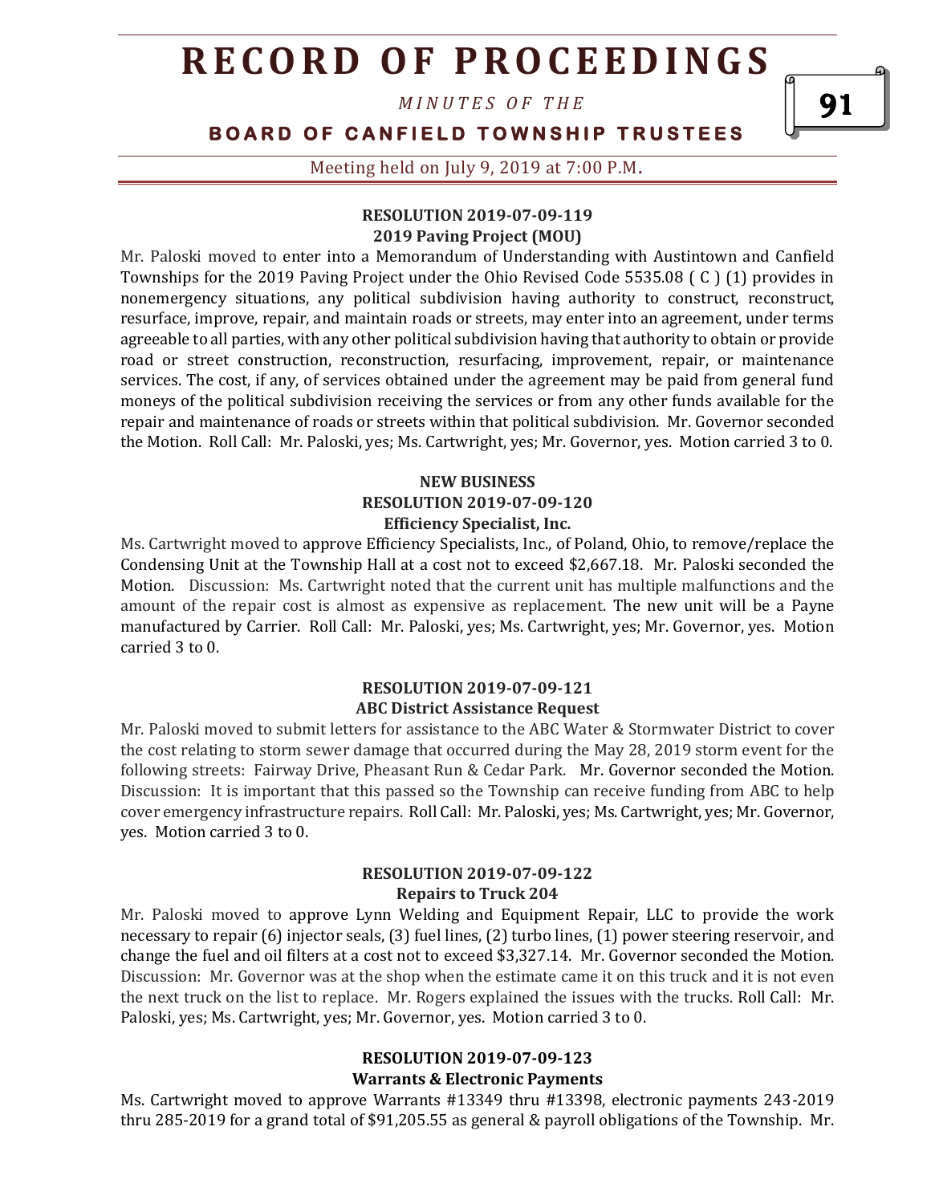### RESOLUTION 2019-07-09-119
**2019 Paving Project (MOU)**

Mr. Paloski moved to enter into a Memorandum of Understanding with Austintown and Canfield Townships for the 2019 Paving Project under the Ohio Revised Code 5535.08 ( C ) (1) provides in nonemergency situations, any political subdivision having authority to construct, reconstruct, resurface, improve, repair, and maintain roads or streets, may enter into an agreement, under terms agreeable to all parties, with any other political subdivision having that authority to obtain or provide road or street construction, reconstruction, resurfacing, improvement, repair, or maintenance services. The cost, if any, of services obtained under the agreement may be paid from general fund moneys of the political subdivision receiving the services or from any other funds available for the repair and maintenance of roads or streets within that political subdivision. Mr. Governor seconded the Motion. Roll Call: Mr. Paloski, yes; Ms. Cartwright, yes; Mr. Governor, yes. Motion carried 3 to 0.

## NEW BUSINESS

### RESOLUTION 2019-07-09-120
**Efficiency Specialist, Inc.**

Ms. Cartwright moved to approve Efficiency Specialists, Inc., of Poland, Ohio, to remove/replace the Condensing Unit at the Township Hall at a cost not to exceed $2,667.18. Mr. Paloski seconded the Motion. Discussion: Ms. Cartwright noted that the current unit has multiple malfunctions and the amount of the repair cost is almost as expensive as replacement. The new unit will be a Payne manufactured by Carrier. Roll Call: Mr. Paloski, yes; Ms. Cartwright, yes; Mr. Governor, yes. Motion carried 3 to 0.

### RESOLUTION 2019-07-09-121
**ABC District Assistance Request**

Mr. Paloski moved to submit letters for assistance to the ABC Water & Stormwater District to cover the cost relating to storm sewer damage that occurred during the May 28, 2019 storm event for the following streets: Fairway Drive, Pheasant Run & Cedar Park. Mr. Governor seconded the Motion. Discussion: It is important that this passed so the Township can receive funding from ABC to help cover emergency infrastructure repairs. Roll Call: Mr. Paloski, yes; Ms. Cartwright, yes; Mr. Governor, yes. Motion carried 3 to 0.

### RESOLUTION 2019-07-09-122
**Repairs to Truck 204**

Mr. Paloski moved to approve Lynn Welding and Equipment Repair, LLC to provide the work necessary to repair (6) injector seals, (3) fuel lines, (2) turbo lines, (1) power steering reservoir, and change the fuel and oil filters at a cost not to exceed $3,327.14. Mr. Governor seconded the Motion. Discussion: Mr. Governor was at the shop when the estimate came it on this truck and it is not even the next truck on the list to replace. Mr. Rogers explained the issues with the trucks. Roll Call: Mr. Paloski, yes; Ms. Cartwright, yes; Mr. Governor, yes. Motion carried 3 to 0.

### RESOLUTION 2019-07-09-123
**Warrants & Electronic Payments**

Ms. Cartwright moved to approve Warrants #13349 thru #13398, electronic payments 243-2019 thru 285-2019 for a grand total of $91,205.55 as general & payroll obligations of the Township. Mr.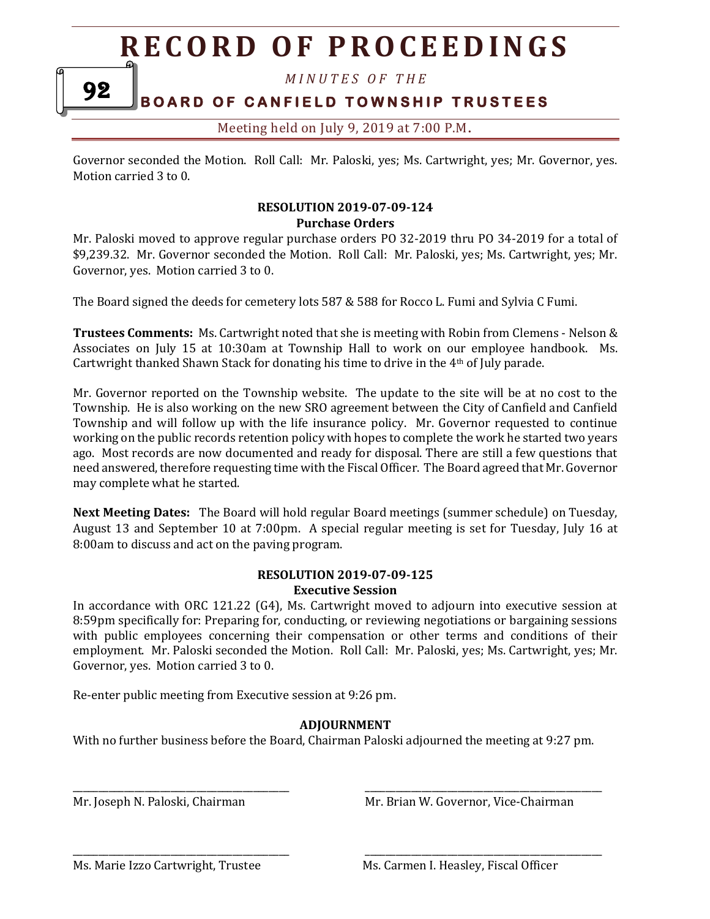Governor seconded the Motion. Roll Call: Mr. Paloski, yes; Ms. Cartwright, yes; Mr. Governor, yes. Motion carried 3 to 0.

**RESOLUTION 2019-07-09-124**
**Purchase Orders**

Mr. Paloski moved to approve regular purchase orders PO 32-2019 thru PO 34-2019 for a total of $9,239.32. Mr. Governor seconded the Motion. Roll Call: Mr. Paloski, yes; Ms. Cartwright, yes; Mr. Governor, yes. Motion carried 3 to 0.

The Board signed the deeds for cemetery lots 587 & 588 for Rocco L. Fumi and Sylvia C Fumi.

**Trustees Comments:** Ms. Cartwright noted that she is meeting with Robin from Clemens - Nelson & Associates on July 15 at 10:30am at Township Hall to work on our employee handbook. Ms. Cartwright thanked Shawn Stack for donating his time to drive in the 4th of July parade.

Mr. Governor reported on the Township website. The update to the site will be at no cost to the Township. He is also working on the new SRO agreement between the City of Canfield and Canfield Township and will follow up with the life insurance policy. Mr. Governor requested to continue working on the public records retention policy with hopes to complete the work he started two years ago. Most records are now documented and ready for disposal. There are still a few questions that need answered, therefore requesting time with the Fiscal Officer. The Board agreed that Mr. Governor may complete what he started.

**Next Meeting Dates:** The Board will hold regular Board meetings (summer schedule) on Tuesday, August 13 and September 10 at 7:00pm. A special regular meeting is set for Tuesday, July 16 at 8:00am to discuss and act on the paving program.

**RESOLUTION 2019-07-09-125**
**Executive Session**

In accordance with ORC 121.22 (G4), Ms. Cartwright moved to adjourn into executive session at 8:59pm specifically for: Preparing for, conducting, or reviewing negotiations or bargaining sessions with public employees concerning their compensation or other terms and conditions of their employment. Mr. Paloski seconded the Motion. Roll Call: Mr. Paloski, yes; Ms. Cartwright, yes; Mr. Governor, yes. Motion carried 3 to 0.

Re-enter public meeting from Executive session at 9:26 pm.

**ADJOURNMENT**

With no further business before the Board, Chairman Paloski adjourned the meeting at 9:27 pm.

\_\_\_\_\_\_\_\_\_\_\_\_\_\_\_\_\_\_\_\_\_\_\_\_\_\_\_\_\_\_\_\_\_\_\_\_\_\_\_\_
Mr. Joseph N. Paloski, Chairman

\_\_\_\_\_\_\_\_\_\_\_\_\_\_\_\_\_\_\_\_\_\_\_\_\_\_\_\_\_\_\_\_\_\_\_\_\_\_\_\_
Mr. Brian W. Governor, Vice-Chairman

\_\_\_\_\_\_\_\_\_\_\_\_\_\_\_\_\_\_\_\_\_\_\_\_\_\_\_\_\_\_\_\_\_\_\_\_\_\_\_\_
Ms. Marie Izzo Cartwright, Trustee

\_\_\_\_\_\_\_\_\_\_\_\_\_\_\_\_\_\_\_\_\_\_\_\_\_\_\_\_\_\_\_\_\_\_\_\_\_\_\_\_
Ms. Carmen I. Heasley, Fiscal Officer